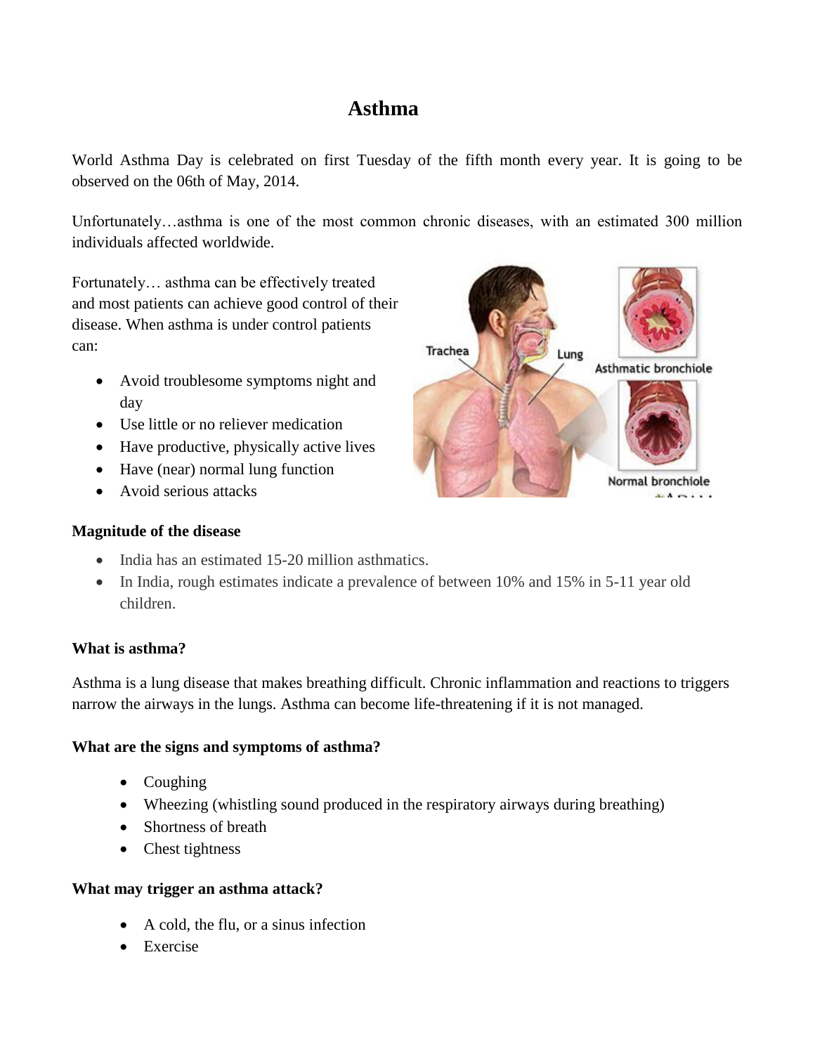# Asthma

World Asthma Day is celebrated on first Tuesday of the fifth month every year. It is going to be observed on the 06th of May, 2014.

Unfortunately…asthma is one of the most common chronic diseases, with an estimated 300 million individuals affected worldwide.

Fortunately… asthma can be effectively treated and most patients can achieve good control of their disease. When asthma is under control patients can:

- Avoid troublesome symptoms night and day
- Use little or no reliever medication
- Have productive, physically active lives
- Have (near) normal lung function
- Avoid serious attacks

**Magnitude of the disease**

- India has an estimated 15-20 million asthmatics.
- In India, rough estimates indicate a prevalence of between 10% and 15% in 5-11 year old children.

**What is asthma?**

Asthma is a lung disease that makes breathing difficult. Chronic inflammation and reactions to triggers narrow the airways in the lungs. Asthma can become life-threatening if it is not managed.

**What are the signs and symptoms of asthma?**

- Coughing
- Wheezing (whistling sound produced in the respiratory airways during breathing)
- Shortness of breath
- Chest tightness

**What may trigger an asthma attack?**

- A cold, the flu, or a sinus infection
- Exercise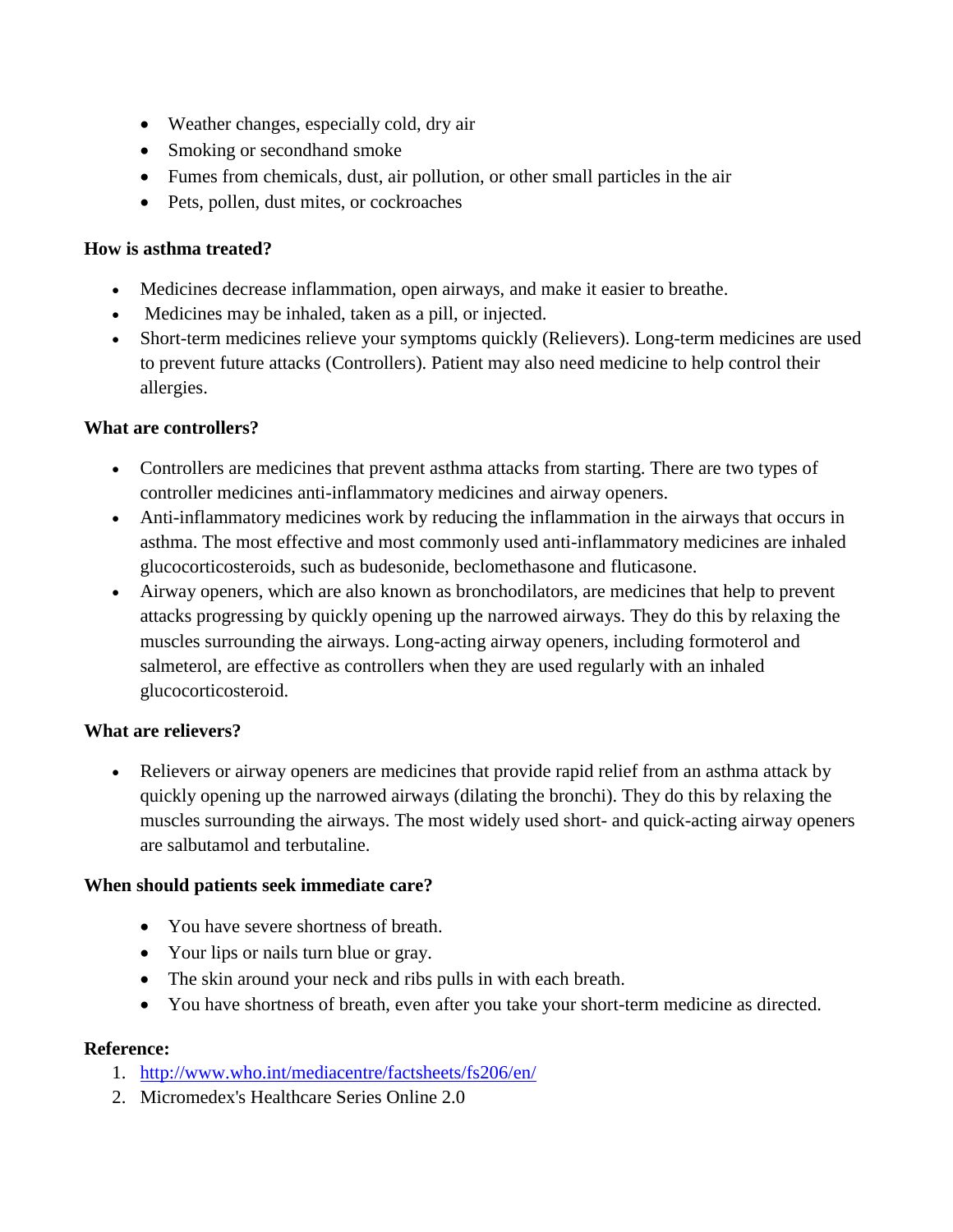- Weather changes, especially cold, dry air
- Smoking or secondhand smoke
- Fumes from chemicals, dust, air pollution, or other small particles in the air
- Pets, pollen, dust mites, or cockroaches

**How is asthma treated?**

- Medicines decrease inflammation, open airways, and make it easier to breathe.
- Medicines may be inhaled, taken as a pill, or injected.
- Short-term medicines relieve your symptoms quickly (Relievers). Long-term medicines are used to prevent future attacks (Controllers). Patient may also need medicine to help control their allergies.

**What are controllers?**

- Controllers are medicines that prevent asthma attacks from starting. There are two types of controller medicines anti-inflammatory medicines and airway openers.
- Anti-inflammatory medicines work by reducing the inflammation in the airways that occurs in asthma. The most effective and most commonly used anti-inflammatory medicines are inhaled glucocorticosteroids, such as budesonide, beclomethasone and fluticasone.
- Airway openers, which are also known as bronchodilators, are medicines that help to prevent attacks progressing by quickly opening up the narrowed airways. They do this by relaxing the muscles surrounding the airways. Long-acting airway openers, including formoterol and salmeterol, are effective as controllers when they are used regularly with an inhaled glucocorticosteroid.

**What are relievers?**

- Relievers or airway openers are medicines that provide rapid relief from an asthma attack by quickly opening up the narrowed airways (dilating the bronchi). They do this by relaxing the muscles surrounding the airways. The most widely used short- and quick-acting airway openers are salbutamol and terbutaline.

**When should patients seek immediate care?**

- You have severe shortness of breath.
- Your lips or nails turn blue or gray.
- The skin around your neck and ribs pulls in with each breath.
- You have shortness of breath, even after you take your short-term medicine as directed.

**Reference:**

1. http://www.who.int/mediacentre/factsheets/fs206/en/
2. Micromedex's Healthcare Series Online 2.0